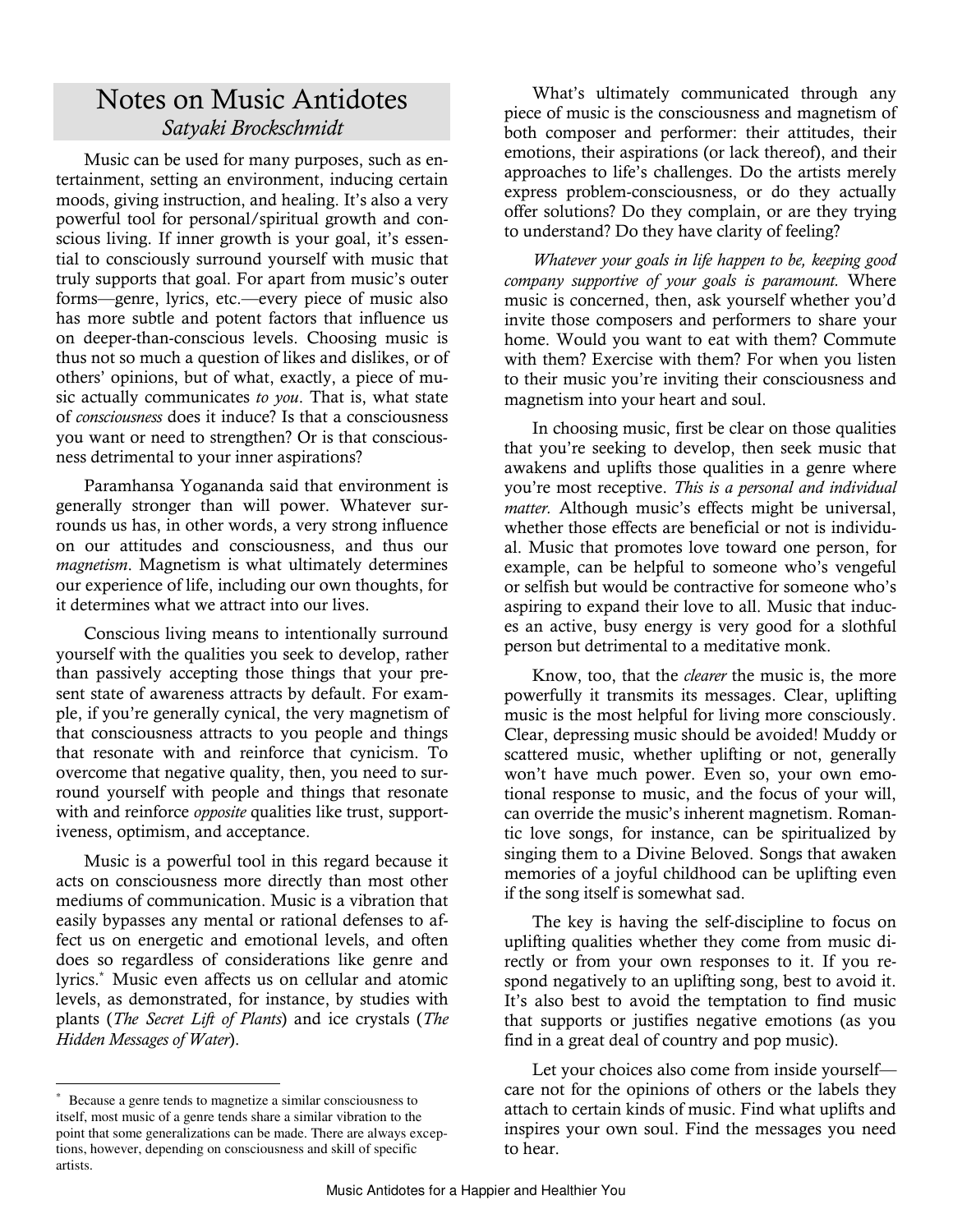# Notes on Music Antidotes

*Satyaki Brockschmidt*

Music can be used for many purposes, such as entertainment, setting an environment, inducing certain moods, giving instruction, and healing. It's also a very powerful tool for personal/spiritual growth and conscious living. If inner growth is your goal, it's essential to consciously surround yourself with music that truly supports that goal. For apart from music's outer forms—genre, lyrics, etc.—every piece of music also has more subtle and potent factors that influence us on deeper-than-conscious levels. Choosing music is thus not so much a question of likes and dislikes, or of others' opinions, but of what, exactly, a piece of music actually communicates *to you*. That is, what state of *consciousness* does it induce? Is that a consciousness you want or need to strengthen? Or is that consciousness detrimental to your inner aspirations?

Paramhansa Yogananda said that environment is generally stronger than will power. Whatever surrounds us has, in other words, a very strong influence on our attitudes and consciousness, and thus our *magnetism*. Magnetism is what ultimately determines our experience of life, including our own thoughts, for it determines what we attract into our lives.

Conscious living means to intentionally surround yourself with the qualities you seek to develop, rather than passively accepting those things that your present state of awareness attracts by default. For example, if you're generally cynical, the very magnetism of that consciousness attracts to you people and things that resonate with and reinforce that cynicism. To overcome that negative quality, then, you need to surround yourself with people and things that resonate with and reinforce *opposite* qualities like trust, supportiveness, optimism, and acceptance.

Music is a powerful tool in this regard because it acts on consciousness more directly than most other mediums of communication. Music is a vibration that easily bypasses any mental or rational defenses to affect us on energetic and emotional levels, and often does so regardless of considerations like genre and lyrics.* Music even affects us on cellular and atomic levels, as demonstrated, for instance, by studies with plants (*The Secret Lift of Plants*) and ice crystals (*The Hidden Messages of Water*).

What's ultimately communicated through any piece of music is the consciousness and magnetism of both composer and performer: their attitudes, their emotions, their aspirations (or lack thereof), and their approaches to life's challenges. Do the artists merely express problem-consciousness, or do they actually offer solutions? Do they complain, or are they trying to understand? Do they have clarity of feeling?

*Whatever your goals in life happen to be, keeping good company supportive of your goals is paramount.* Where music is concerned, then, ask yourself whether you'd invite those composers and performers to share your home. Would you want to eat with them? Commute with them? Exercise with them? For when you listen to their music you're inviting their consciousness and magnetism into your heart and soul.

In choosing music, first be clear on those qualities that you're seeking to develop, then seek music that awakens and uplifts those qualities in a genre where you're most receptive. *This is a personal and individual matter.* Although music's effects might be universal, whether those effects are beneficial or not is individual. Music that promotes love toward one person, for example, can be helpful to someone who's vengeful or selfish but would be contractive for someone who's aspiring to expand their love to all. Music that induces an active, busy energy is very good for a slothful person but detrimental to a meditative monk.

Know, too, that the *clearer* the music is, the more powerfully it transmits its messages. Clear, uplifting music is the most helpful for living more consciously. Clear, depressing music should be avoided! Muddy or scattered music, whether uplifting or not, generally won't have much power. Even so, your own emotional response to music, and the focus of your will, can override the music's inherent magnetism. Romantic love songs, for instance, can be spiritualized by singing them to a Divine Beloved. Songs that awaken memories of a joyful childhood can be uplifting even if the song itself is somewhat sad.

The key is having the self-discipline to focus on uplifting qualities whether they come from music directly or from your own responses to it. If you respond negatively to an uplifting song, best to avoid it. It's also best to avoid the temptation to find music that supports or justifies negative emotions (as you find in a great deal of country and pop music).

Let your choices also come from inside yourself—care not for the opinions of others or the labels they attach to certain kinds of music. Find what uplifts and inspires your own soul. Find the messages you need to hear.

---

* Because a genre tends to magnetize a similar consciousness to itself, most music of a genre tends share a similar vibration to the point that some generalizations can be made. There are always exceptions, however, depending on consciousness and skill of specific artists.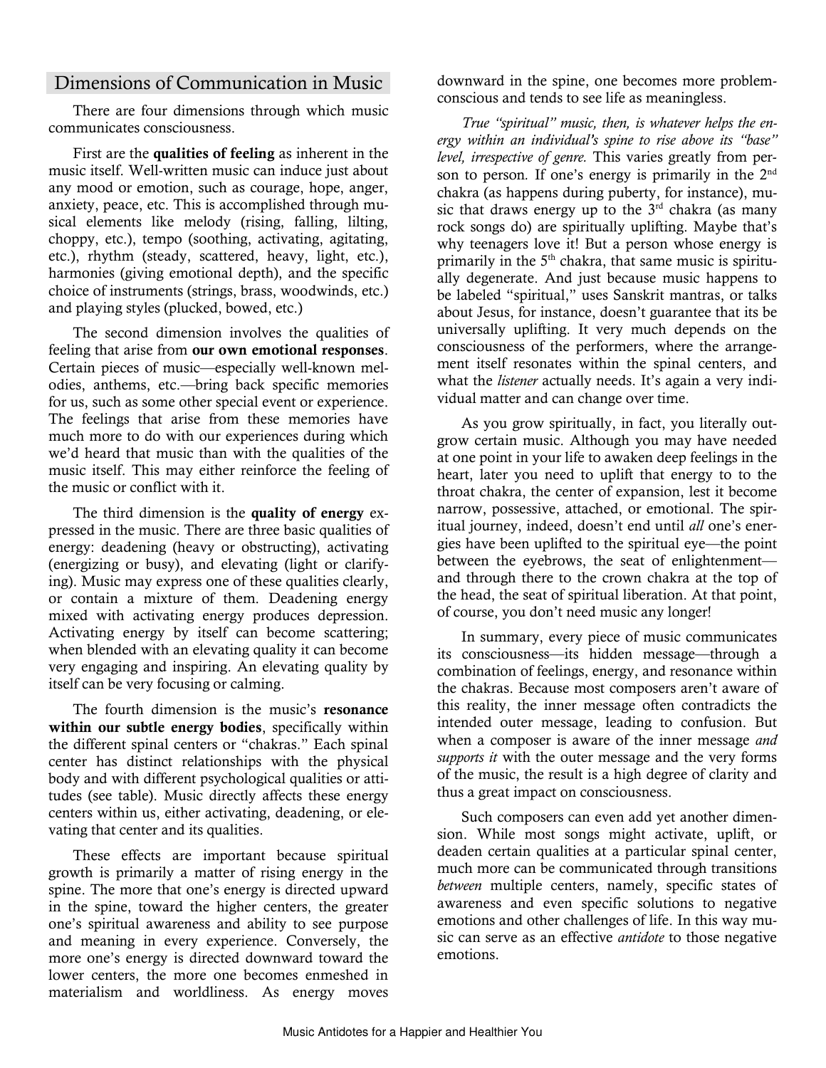## Dimensions of Communication in Music

There are four dimensions through which music communicates consciousness.

First are the **qualities of feeling** as inherent in the music itself. Well-written music can induce just about any mood or emotion, such as courage, hope, anger, anxiety, peace, etc. This is accomplished through musical elements like melody (rising, falling, lilting, choppy, etc.), tempo (soothing, activating, agitating, etc.), rhythm (steady, scattered, heavy, light, etc.), harmonies (giving emotional depth), and the specific choice of instruments (strings, brass, woodwinds, etc.) and playing styles (plucked, bowed, etc.)

The second dimension involves the qualities of feeling that arise from **our own emotional responses**. Certain pieces of music—especially well-known melodies, anthems, etc.—bring back specific memories for us, such as some other special event or experience. The feelings that arise from these memories have much more to do with our experiences during which we'd heard that music than with the qualities of the music itself. This may either reinforce the feeling of the music or conflict with it.

The third dimension is the **quality of energy** expressed in the music. There are three basic qualities of energy: deadening (heavy or obstructing), activating (energizing or busy), and elevating (light or clarifying). Music may express one of these qualities clearly, or contain a mixture of them. Deadening energy mixed with activating energy produces depression. Activating energy by itself can become scattering; when blended with an elevating quality it can become very engaging and inspiring. An elevating quality by itself can be very focusing or calming.

The fourth dimension is the music's **resonance within our subtle energy bodies**, specifically within the different spinal centers or "chakras." Each spinal center has distinct relationships with the physical body and with different psychological qualities or attitudes (see table). Music directly affects these energy centers within us, either activating, deadening, or elevating that center and its qualities.

These effects are important because spiritual growth is primarily a matter of rising energy in the spine. The more that one's energy is directed upward in the spine, toward the higher centers, the greater one's spiritual awareness and ability to see purpose and meaning in every experience. Conversely, the more one's energy is directed downward toward the lower centers, the more one becomes enmeshed in materialism and worldliness. As energy moves downward in the spine, one becomes more problem-conscious and tends to see life as meaningless.

*True "spiritual" music, then, is whatever helps the energy within an individual's spine to rise above its "base" level, irrespective of genre.* This varies greatly from person to person. If one's energy is primarily in the 2nd chakra (as happens during puberty, for instance), music that draws energy up to the 3rd chakra (as many rock songs do) are spiritually uplifting. Maybe that's why teenagers love it! But a person whose energy is primarily in the 5th chakra, that same music is spiritually degenerate. And just because music happens to be labeled "spiritual," uses Sanskrit mantras, or talks about Jesus, for instance, doesn't guarantee that its be universally uplifting. It very much depends on the consciousness of the performers, where the arrangement itself resonates within the spinal centers, and what the *listener* actually needs. It's again a very individual matter and can change over time.

As you grow spiritually, in fact, you literally outgrow certain music. Although you may have needed at one point in your life to awaken deep feelings in the heart, later you need to uplift that energy to to the throat chakra, the center of expansion, lest it become narrow, possessive, attached, or emotional. The spiritual journey, indeed, doesn't end until *all* one's energies have been uplifted to the spiritual eye—the point between the eyebrows, the seat of enlightenment—and through there to the crown chakra at the top of the head, the seat of spiritual liberation. At that point, of course, you don't need music any longer!

In summary, every piece of music communicates its consciousness—its hidden message—through a combination of feelings, energy, and resonance within the chakras. Because most composers aren't aware of this reality, the inner message often contradicts the intended outer message, leading to confusion. But when a composer is aware of the inner message *and supports it* with the outer message and the very forms of the music, the result is a high degree of clarity and thus a great impact on consciousness.

Such composers can even add yet another dimension. While most songs might activate, uplift, or deaden certain qualities at a particular spinal center, much more can be communicated through transitions *between* multiple centers, namely, specific states of awareness and even specific solutions to negative emotions and other challenges of life. In this way music can serve as an effective *antidote* to those negative emotions.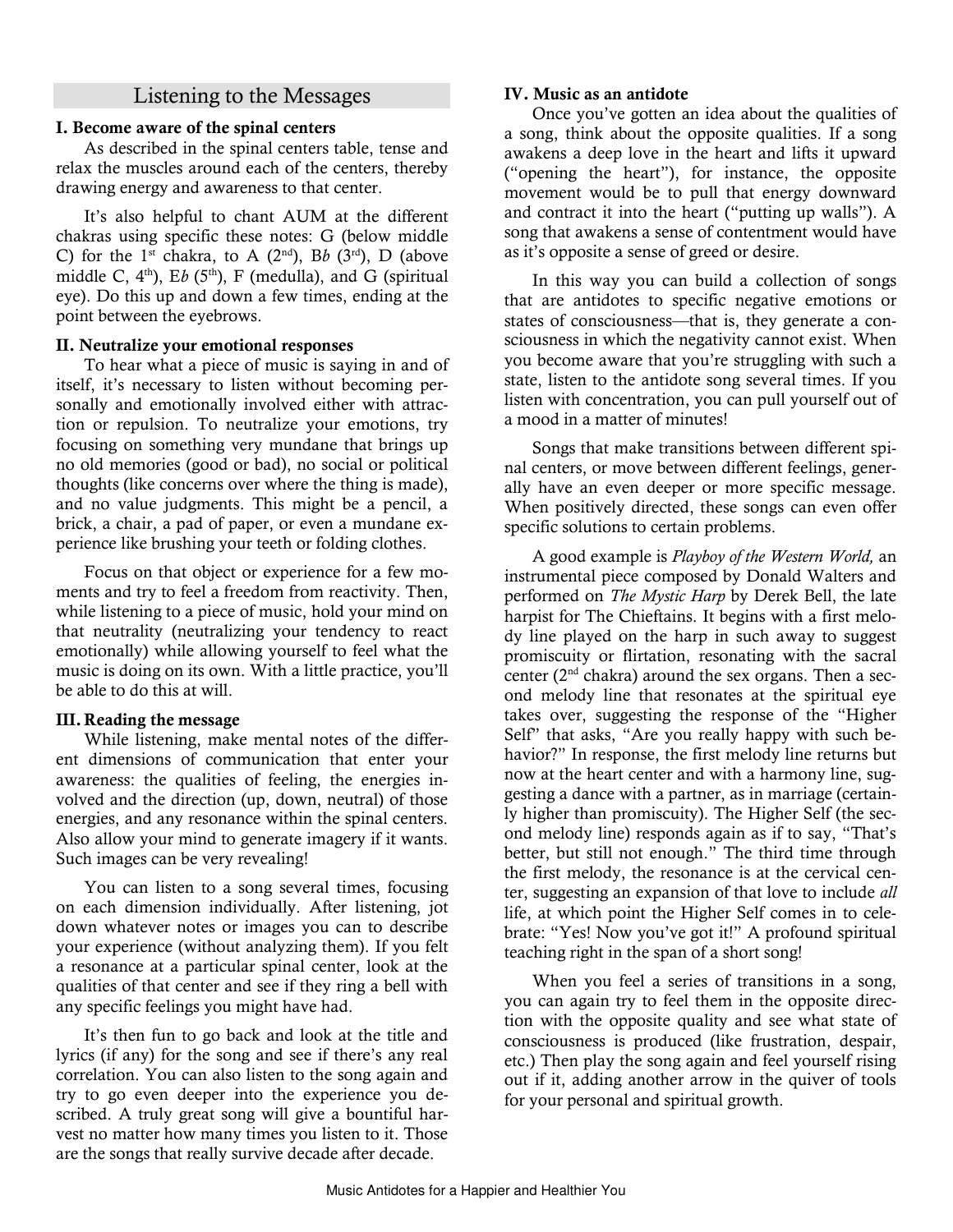## Listening to the Messages

### I. Become aware of the spinal centers

As described in the spinal centers table, tense and relax the muscles around each of the centers, thereby drawing energy and awareness to that center.

It's also helpful to chant AUM at the different chakras using specific these notes: G (below middle C) for the 1st chakra, to A (2nd), B*b* (3rd), D (above middle C, 4th), E*b* (5th), F (medulla), and G (spiritual eye). Do this up and down a few times, ending at the point between the eyebrows.

### II. Neutralize your emotional responses

To hear what a piece of music is saying in and of itself, it's necessary to listen without becoming personally and emotionally involved either with attraction or repulsion. To neutralize your emotions, try focusing on something very mundane that brings up no old memories (good or bad), no social or political thoughts (like concerns over where the thing is made), and no value judgments. This might be a pencil, a brick, a chair, a pad of paper, or even a mundane experience like brushing your teeth or folding clothes.

Focus on that object or experience for a few moments and try to feel a freedom from reactivity. Then, while listening to a piece of music, hold your mind on that neutrality (neutralizing your tendency to react emotionally) while allowing yourself to feel what the music is doing on its own. With a little practice, you'll be able to do this at will.

### III. Reading the message

While listening, make mental notes of the different dimensions of communication that enter your awareness: the qualities of feeling, the energies involved and the direction (up, down, neutral) of those energies, and any resonance within the spinal centers. Also allow your mind to generate imagery if it wants. Such images can be very revealing!

You can listen to a song several times, focusing on each dimension individually. After listening, jot down whatever notes or images you can to describe your experience (without analyzing them). If you felt a resonance at a particular spinal center, look at the qualities of that center and see if they ring a bell with any specific feelings you might have had.

It's then fun to go back and look at the title and lyrics (if any) for the song and see if there's any real correlation. You can also listen to the song again and try to go even deeper into the experience you described. A truly great song will give a bountiful harvest no matter how many times you listen to it. Those are the songs that really survive decade after decade.

### IV. Music as an antidote

Once you've gotten an idea about the qualities of a song, think about the opposite qualities. If a song awakens a deep love in the heart and lifts it upward ("opening the heart"), for instance, the opposite movement would be to pull that energy downward and contract it into the heart ("putting up walls"). A song that awakens a sense of contentment would have as it's opposite a sense of greed or desire.

In this way you can build a collection of songs that are antidotes to specific negative emotions or states of consciousness—that is, they generate a consciousness in which the negativity cannot exist. When you become aware that you're struggling with such a state, listen to the antidote song several times. If you listen with concentration, you can pull yourself out of a mood in a matter of minutes!

Songs that make transitions between different spinal centers, or move between different feelings, generally have an even deeper or more specific message. When positively directed, these songs can even offer specific solutions to certain problems.

A good example is *Playboy of the Western World,* an instrumental piece composed by Donald Walters and performed on *The Mystic Harp* by Derek Bell, the late harpist for The Chieftains. It begins with a first melody line played on the harp in such away to suggest promiscuity or flirtation, resonating with the sacral center (2nd chakra) around the sex organs. Then a second melody line that resonates at the spiritual eye takes over, suggesting the response of the "Higher Self" that asks, "Are you really happy with such behavior?" In response, the first melody line returns but now at the heart center and with a harmony line, suggesting a dance with a partner, as in marriage (certainly higher than promiscuity). The Higher Self (the second melody line) responds again as if to say, "That's better, but still not enough." The third time through the first melody, the resonance is at the cervical center, suggesting an expansion of that love to include *all* life, at which point the Higher Self comes in to celebrate: "Yes! Now you've got it!" A profound spiritual teaching right in the span of a short song!

When you feel a series of transitions in a song, you can again try to feel them in the opposite direction with the opposite quality and see what state of consciousness is produced (like frustration, despair, etc.) Then play the song again and feel yourself rising out if it, adding another arrow in the quiver of tools for your personal and spiritual growth.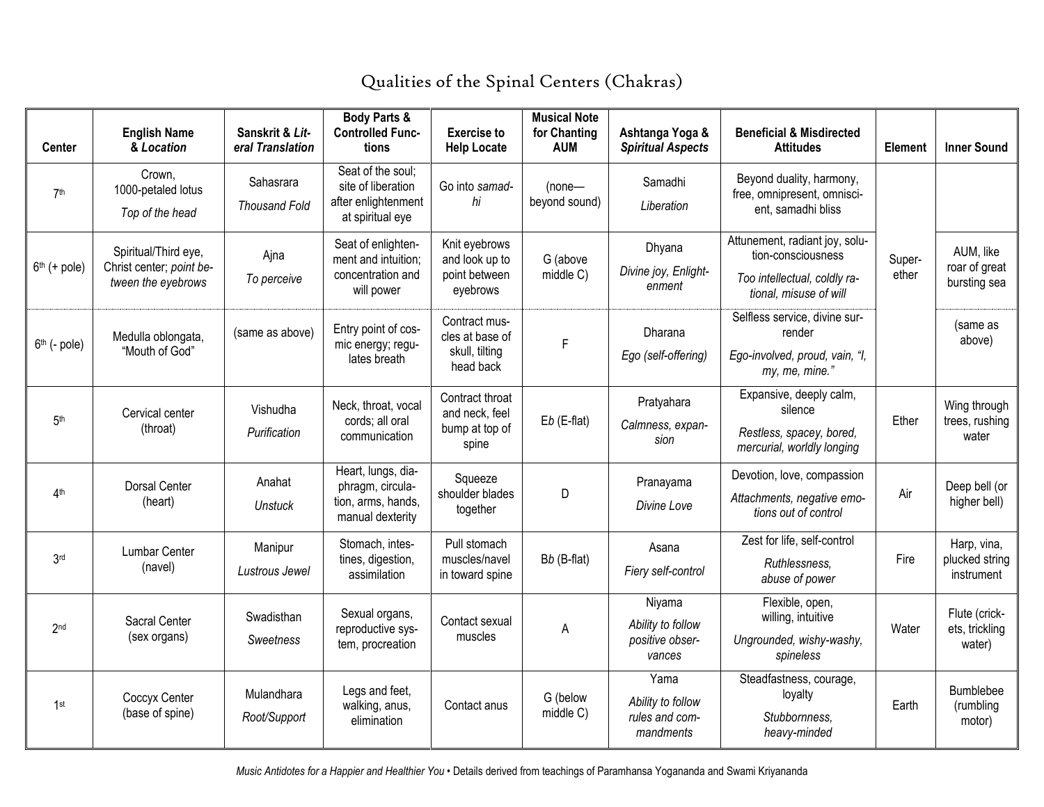# Qualities of the Spinal Centers (Chakras)

| Center | English Name & *Location* | Sanskrit & *Literal Translation* | Body Parts & Controlled Functions | Exercise to Help Locate | Musical Note for Chanting AUM | Ashtanga Yoga & *Spiritual Aspects* | Beneficial & *Misdirected* Attitudes | Element | Inner Sound |
|---|---|---|---|---|---|---|---|---|---|
| 7th | Crown, 1000-petaled lotus *Top of the head* | Sahasrara *Thousand Fold* | Seat of the soul; site of liberation after enlightenment at spiritual eye | Go into *samadhi* | (none—beyond sound) | Samadhi *Liberation* | Beyond duality, harmony, free, omnipresent, omniscient, samadhi bliss | Super-ether | |
| 6th (+ pole) | Spiritual/Third eye, Christ center; *point between the eyebrows* | Ajna *To perceive* | Seat of enlightenment and intuition; concentration and will power | Knit eyebrows and look up to point between eyebrows | G (above middle C) | Dhyana *Divine joy, Enlightenment* | Attunement, radiant joy, solution-consciousness *Too intellectual, coldly rational, misuse of will* | | AUM, like roar of great bursting sea |
| 6th (- pole) | Medulla oblongata, "Mouth of God" | (same as above) | Entry point of cosmic energy; regulates breath | Contract muscles at base of skull, tilting head back | F | Dharana *Ego (self-offering)* | Selfless service, divine surrender *Ego-involved, proud, vain, "I, my, me, mine."* | | (same as above) |
| 5th | Cervical center (throat) | Vishudha *Purification* | Neck, throat, vocal cords; all oral communication | Contract throat and neck, feel bump at top of spine | E*b* (E-flat) | Pratyahara *Calmness, expansion* | Expansive, deeply calm, silence *Restless, spacey, bored, mercurial, worldly longing* | Ether | Wing through trees, rushing water |
| 4th | Dorsal Center (heart) | Anahat *Unstuck* | Heart, lungs, diaphragm, circulation, arms, hands, manual dexterity | Squeeze shoulder blades together | D | Pranayama *Divine Love* | Devotion, love, compassion *Attachments, negative emotions out of control* | Air | Deep bell (or higher bell) |
| 3rd | Lumbar Center (navel) | Manipur *Lustrous Jewel* | Stomach, intestines, digestion, assimilation | Pull stomach muscles/navel in toward spine | B*b* (B-flat) | Asana *Fiery self-control* | Zest for life, self-control *Ruthlessness, abuse of power* | Fire | Harp, vina, plucked string instrument |
| 2nd | Sacral Center (sex organs) | Swadisthan *Sweetness* | Sexual organs, reproductive system, procreation | Contact sexual muscles | A | Niyama *Ability to follow positive observances* | Flexible, open, willing, intuitive *Ungrounded, wishy-washy, spineless* | Water | Flute (crickets, trickling water) |
| 1st | Coccyx Center (base of spine) | Mulandhara *Root/Support* | Legs and feet, walking, anus, elimination | Contact anus | G (below middle C) | Yama *Ability to follow rules and commandments* | Steadfastness, courage, loyalty *Stubbornness, heavy-minded* | Earth | Bumblebee (rumbling motor) |

*Music Antidotes for a Happier and Healthier You* • Details derived from teachings of Paramhansa Yogananda and Swami Kriyananda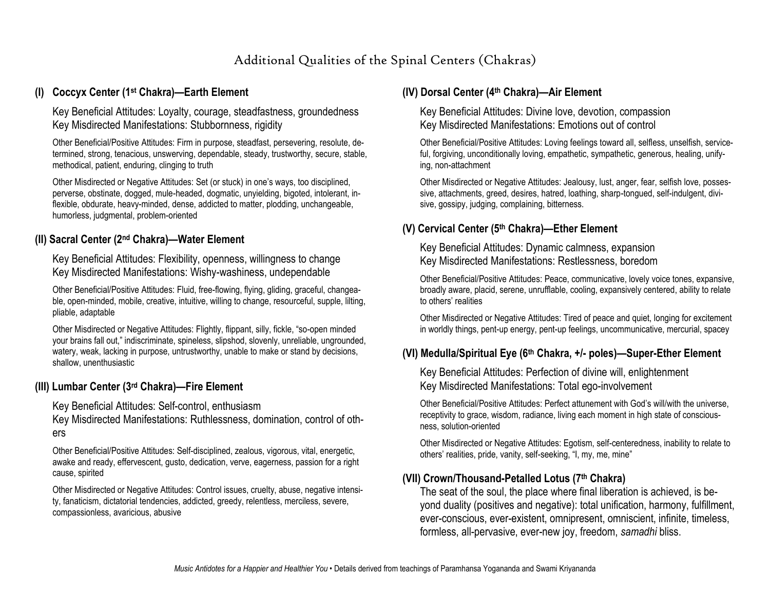# Additional Qualities of the Spinal Centers (Chakras)

## (I) Coccyx Center (1st Chakra)—Earth Element

Key Beneficial Attitudes: Loyalty, courage, steadfastness, groundedness
Key Misdirected Manifestations: Stubbornness, rigidity

Other Beneficial/Positive Attitudes: Firm in purpose, steadfast, persevering, resolute, determined, strong, tenacious, unswerving, dependable, steady, trustworthy, secure, stable, methodical, patient, enduring, clinging to truth

Other Misdirected or Negative Attitudes: Set (or stuck) in one's ways, too disciplined, perverse, obstinate, dogged, mule-headed, dogmatic, unyielding, bigoted, intolerant, inflexible, obdurate, heavy-minded, dense, addicted to matter, plodding, unchangeable, humorless, judgmental, problem-oriented

## (II) Sacral Center (2nd Chakra)—Water Element

Key Beneficial Attitudes: Flexibility, openness, willingness to change
Key Misdirected Manifestations: Wishy-washiness, undependable

Other Beneficial/Positive Attitudes: Fluid, free-flowing, flying, gliding, graceful, changeable, open-minded, mobile, creative, intuitive, willing to change, resourceful, supple, lilting, pliable, adaptable

Other Misdirected or Negative Attitudes: Flightly, flippant, silly, fickle, "so-open minded your brains fall out," indiscriminate, spineless, slipshod, slovenly, unreliable, ungrounded, watery, weak, lacking in purpose, untrustworthy, unable to make or stand by decisions, shallow, unenthusiastic

## (III) Lumbar Center (3rd Chakra)—Fire Element

Key Beneficial Attitudes: Self-control, enthusiasm
Key Misdirected Manifestations: Ruthlessness, domination, control of others

Other Beneficial/Positive Attitudes: Self-disciplined, zealous, vigorous, vital, energetic, awake and ready, effervescent, gusto, dedication, verve, eagerness, passion for a right cause, spirited

Other Misdirected or Negative Attitudes: Control issues, cruelty, abuse, negative intensity, fanaticism, dictatorial tendencies, addicted, greedy, relentless, merciless, severe, compassionless, avaricious, abusive

## (IV) Dorsal Center (4th Chakra)—Air Element

Key Beneficial Attitudes: Divine love, devotion, compassion
Key Misdirected Manifestations: Emotions out of control

Other Beneficial/Positive Attitudes: Loving feelings toward all, selfless, unselfish, serviceful, forgiving, unconditionally loving, empathetic, sympathetic, generous, healing, unifying, non-attachment

Other Misdirected or Negative Attitudes: Jealousy, lust, anger, fear, selfish love, possessive, attachments, greed, desires, hatred, loathing, sharp-tongued, self-indulgent, divisive, gossipy, judging, complaining, bitterness.

## (V) Cervical Center (5th Chakra)—Ether Element

Key Beneficial Attitudes: Dynamic calmness, expansion
Key Misdirected Manifestations: Restlessness, boredom

Other Beneficial/Positive Attitudes: Peace, communicative, lovely voice tones, expansive, broadly aware, placid, serene, unrufflable, cooling, expansively centered, ability to relate to others' realities

Other Misdirected or Negative Attitudes: Tired of peace and quiet, longing for excitement in worldly things, pent-up energy, pent-up feelings, uncommunicative, mercurial, spacey

## (VI) Medulla/Spiritual Eye (6th Chakra, +/- poles)—Super-Ether Element

Key Beneficial Attitudes: Perfection of divine will, enlightenment
Key Misdirected Manifestations: Total ego-involvement

Other Beneficial/Positive Attitudes: Perfect attunement with God's will/with the universe, receptivity to grace, wisdom, radiance, living each moment in high state of consciousness, solution-oriented

Other Misdirected or Negative Attitudes: Egotism, self-centeredness, inability to relate to others' realities, pride, vanity, self-seeking, "I, my, me, mine"

## (VII) Crown/Thousand-Petalled Lotus (7th Chakra)

The seat of the soul, the place where final liberation is achieved, is beyond duality (positives and negative): total unification, harmony, fulfillment, ever-conscious, ever-existent, omnipresent, omniscient, infinite, timeless, formless, all-pervasive, ever-new joy, freedom, *samadhi* bliss.

*Music Antidotes for a Happier and Healthier You* • Details derived from teachings of Paramhansa Yogananda and Swami Kriyananda